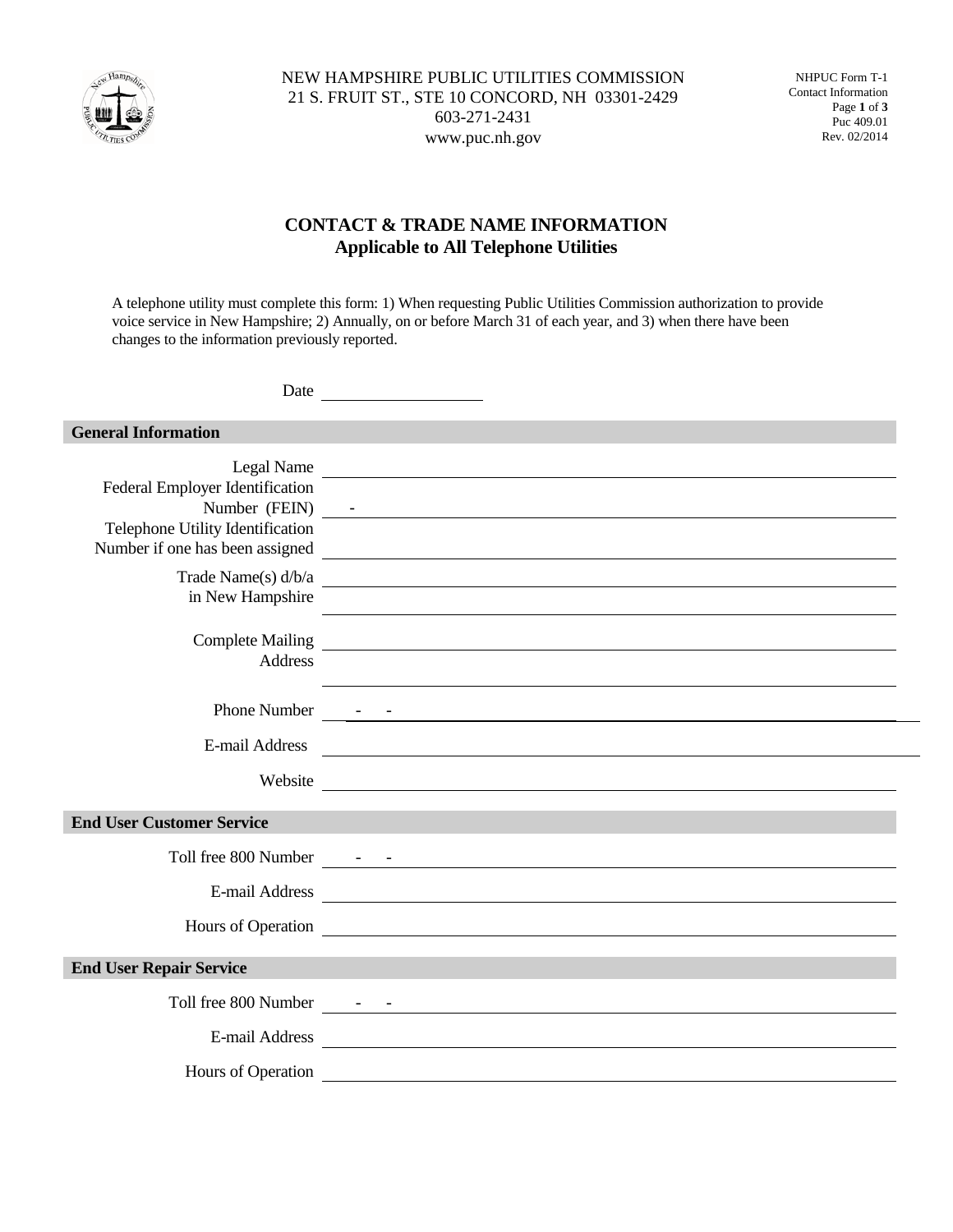NEW HAMPSHIRE PUBLIC UTILITIES COMMISSION
21 S. FRUIT ST., STE 10 CONCORD, NH 03301-2429
603-271-2431
www.puc.nh.gov

NHPUC Form T-1
Contact Information
Puc 409.01
Rev. 02/2014

# CONTACT & TRADE NAME INFORMATION
## Applicable to All Telephone Utilities

A telephone utility must complete this form: 1) When requesting Public Utilities Commission authorization to provide voice service in New Hampshire; 2) Annually, on or before March 31 of each year, and 3) when there have been changes to the information previously reported.

Date ____________________

## General Information

Legal Name ____________________

Federal Employer Identification Number (FEIN) ___ - ____________________

Telephone Utility Identification Number if one has been assigned ____________________

Trade Name(s) d/b/a in New Hampshire ____________________

____________________

Complete Mailing Address ____________________

____________________

Phone Number ___ - ___ - ____________________

E-mail Address ____________________

Website ____________________

## End User Customer Service

Toll free 800 Number ___ - ___ - ____________________

E-mail Address ____________________

Hours of Operation ____________________

## End User Repair Service

Toll free 800 Number ___ - ___ - ____________________

E-mail Address ____________________

Hours of Operation ____________________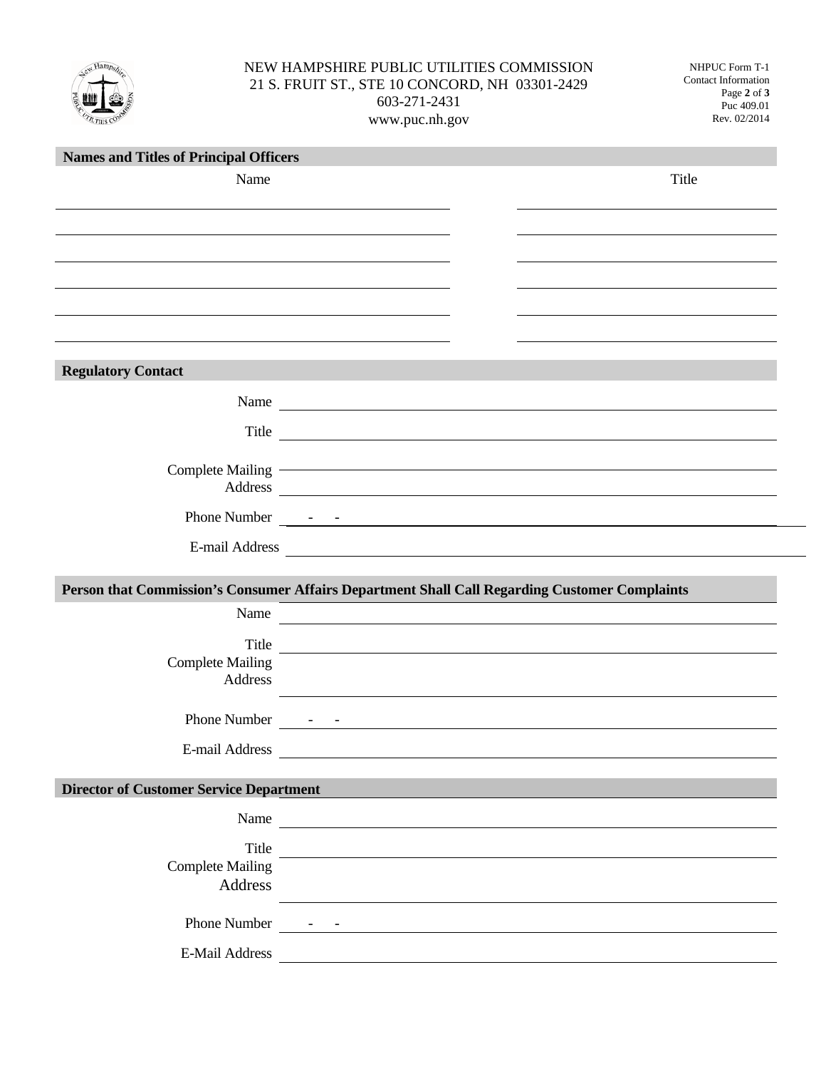NEW HAMPSHIRE PUBLIC UTILITIES COMMISSION
21 S. FRUIT ST., STE 10 CONCORD, NH 03301-2429
603-271-2431
www.puc.nh.gov

NHPUC Form T-1
Contact Information
Puc 409.01
Rev. 02/2014

## Names and Titles of Principal Officers

| Name | Title |
|---|---|
| | |
| | |
| | |
| | |
| | |
| | |

## Regulatory Contact

Name \_\_\_\_\_\_\_\_\_\_\_\_\_\_\_\_\_\_\_\_

Title \_\_\_\_\_\_\_\_\_\_\_\_\_\_\_\_\_\_\_\_

Complete Mailing Address \_\_\_\_\_\_\_\_\_\_\_\_\_\_\_\_\_\_\_\_

Phone Number \_\_\_ - \_\_\_ - \_\_\_\_

E-mail Address \_\_\_\_\_\_\_\_\_\_\_\_\_\_\_\_\_\_\_\_

## Person that Commission's Consumer Affairs Department Shall Call Regarding Customer Complaints

Name \_\_\_\_\_\_\_\_\_\_\_\_\_\_\_\_\_\_\_\_

Title \_\_\_\_\_\_\_\_\_\_\_\_\_\_\_\_\_\_\_\_

Complete Mailing Address \_\_\_\_\_\_\_\_\_\_\_\_\_\_\_\_\_\_\_\_

Phone Number \_\_\_ - \_\_\_ - \_\_\_\_

E-mail Address \_\_\_\_\_\_\_\_\_\_\_\_\_\_\_\_\_\_\_\_

## Director of Customer Service Department

Name \_\_\_\_\_\_\_\_\_\_\_\_\_\_\_\_\_\_\_\_

Title \_\_\_\_\_\_\_\_\_\_\_\_\_\_\_\_\_\_\_\_

Complete Mailing Address \_\_\_\_\_\_\_\_\_\_\_\_\_\_\_\_\_\_\_\_

Phone Number \_\_\_ - \_\_\_ - \_\_\_\_

E-Mail Address \_\_\_\_\_\_\_\_\_\_\_\_\_\_\_\_\_\_\_\_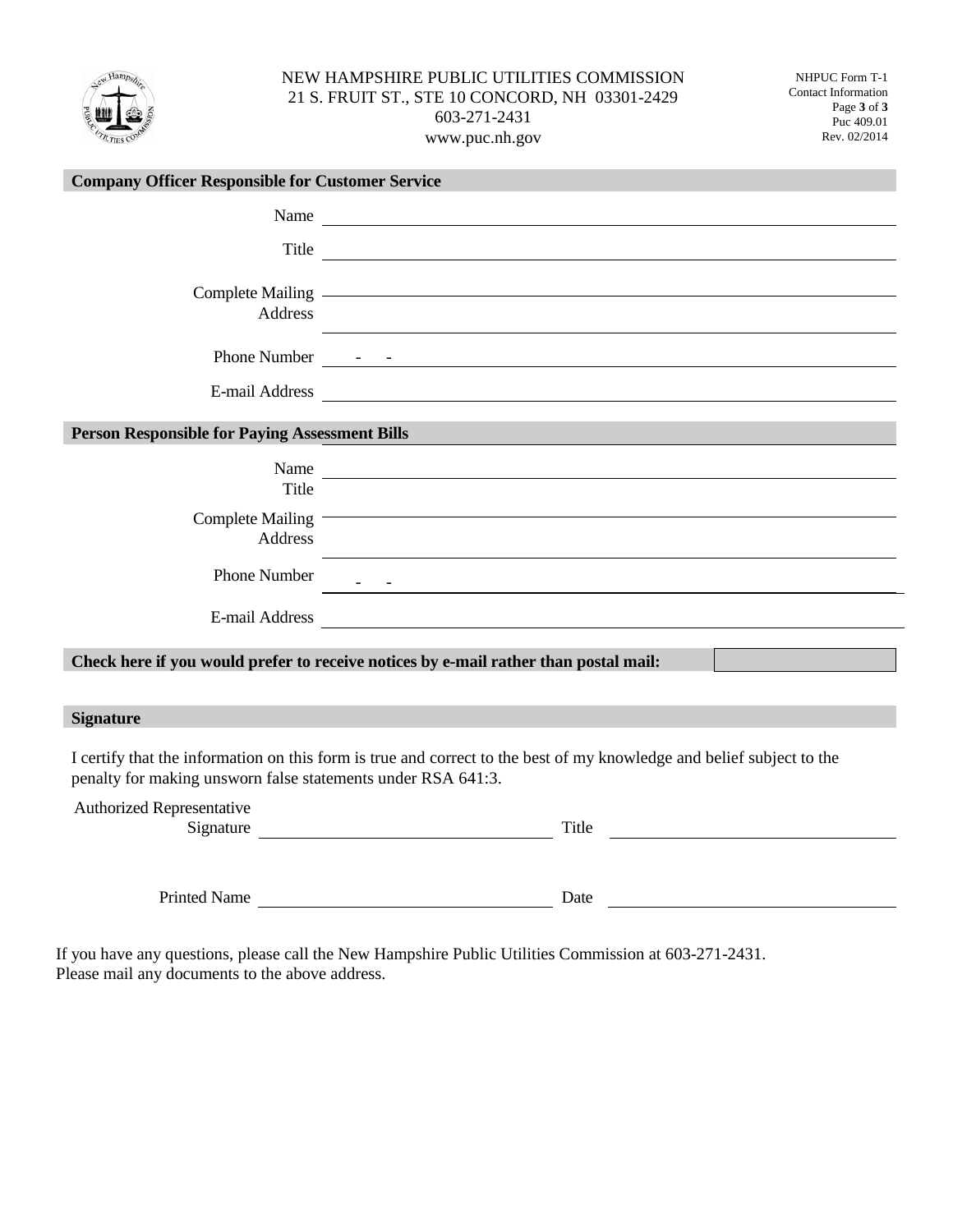NEW HAMPSHIRE PUBLIC UTILITIES COMMISSION
21 S. FRUIT ST., STE 10 CONCORD, NH 03301-2429
603-271-2431
www.puc.nh.gov

NHPUC Form T-1
Contact Information
Puc 409.01
Rev. 02/2014

## Company Officer Responsible for Customer Service

Name ______________________________

Title ______________________________

Complete Mailing Address ______________________________

______________________________

Phone Number - -

E-mail Address ______________________________

## Person Responsible for Paying Assessment Bills

Name ______________________________

Title

Complete Mailing Address ______________________________

______________________________

Phone Number - -

E-mail Address ______________________________

**Check here if you would prefer to receive notices by e-mail rather than postal mail:** ☐

## Signature

I certify that the information on this form is true and correct to the best of my knowledge and belief subject to the penalty for making unsworn false statements under RSA 641:3.

Authorized Representative Signature ______________________________ Title ______________________________

Printed Name ______________________________ Date ______________________________

If you have any questions, please call the New Hampshire Public Utilities Commission at 603-271-2431.
Please mail any documents to the above address.